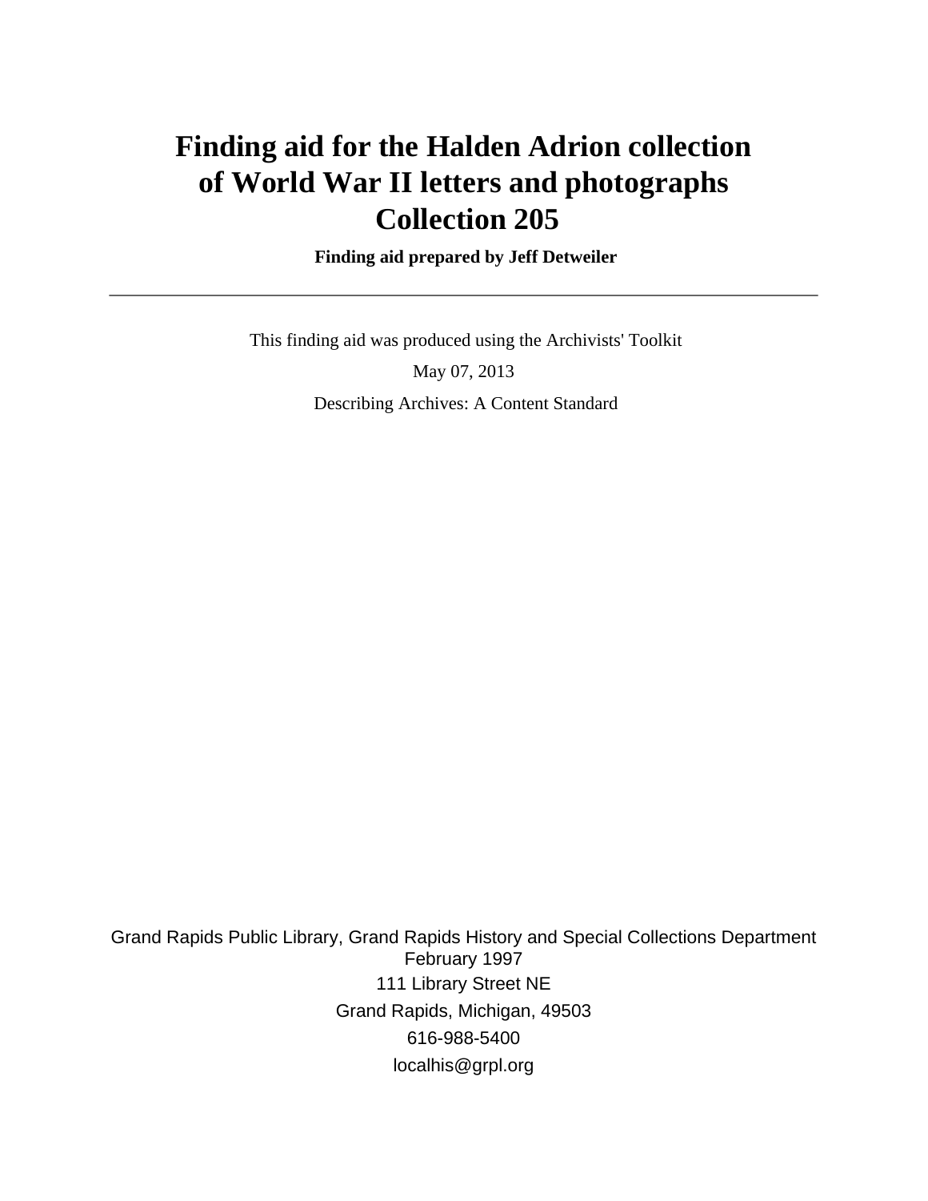# Finding aid for the Halden Adrion collection of World War II letters and photographs Collection 205

**Finding aid prepared by Jeff Detweiler**

---

This finding aid was produced using the Archivists' Toolkit

May 07, 2013

Describing Archives: A Content Standard

Grand Rapids Public Library, Grand Rapids History and Special Collections Department
February 1997
111 Library Street NE
Grand Rapids, Michigan, 49503
616-988-5400
localhis@grpl.org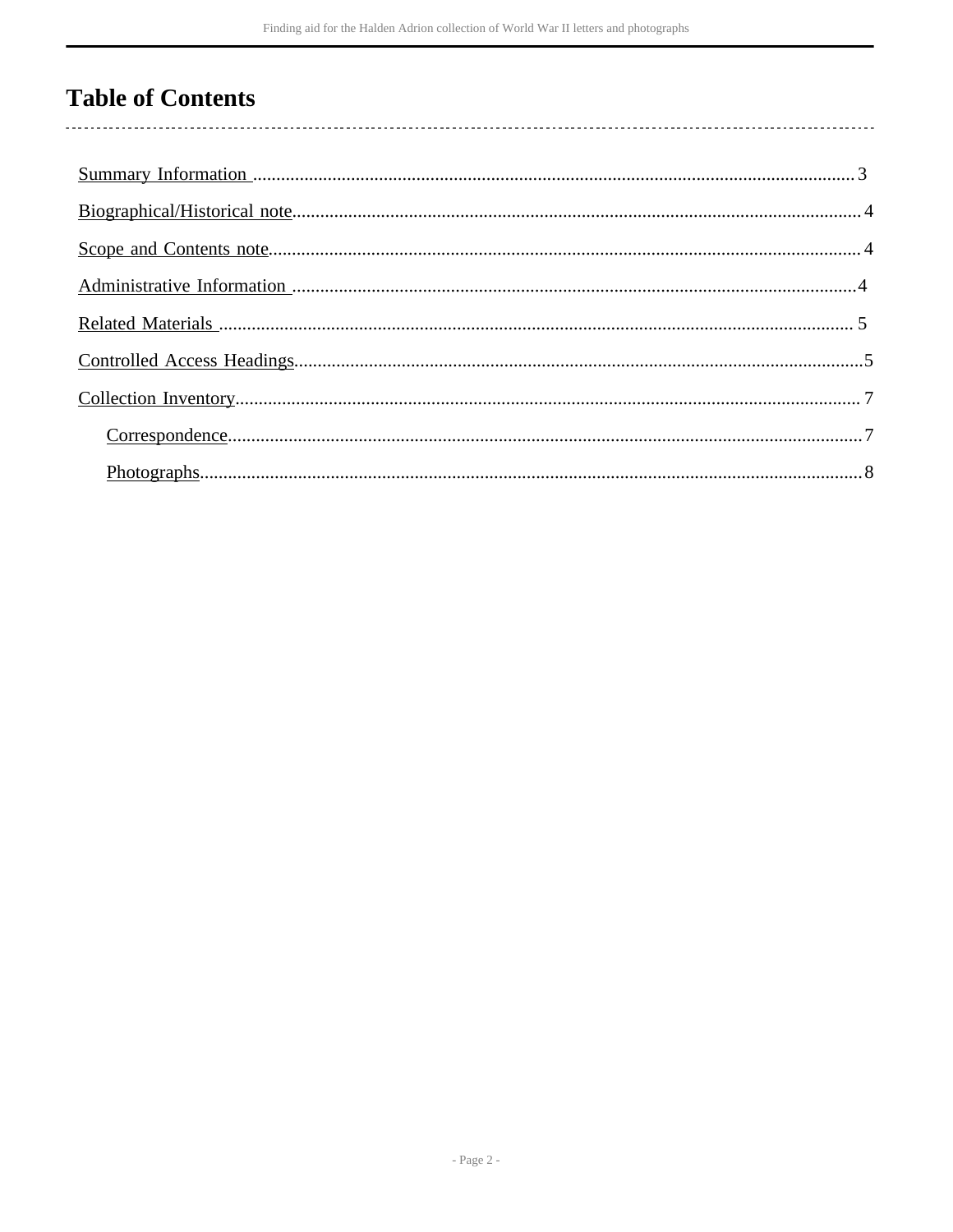# Table of Contents

- Summary Information ... 3
- Biographical/Historical note ... 4
- Scope and Contents note ... 4
- Administrative Information ... 4
- Related Materials ... 5
- Controlled Access Headings ... 5
- Collection Inventory ... 7
  - Correspondence ... 7
  - Photographs ... 8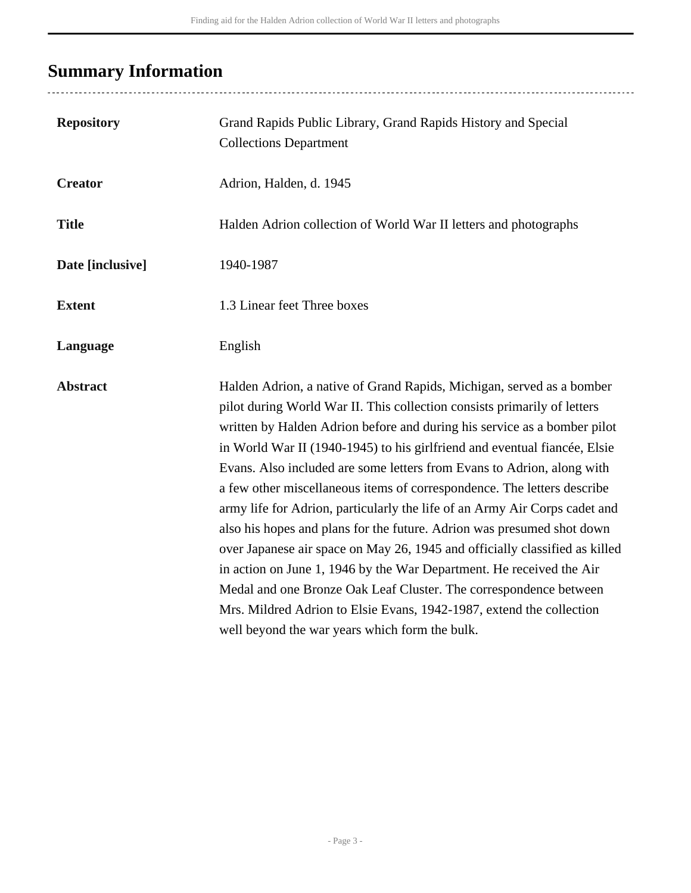## Summary Information

| | |
|---|---|
| **Repository** | Grand Rapids Public Library, Grand Rapids History and Special Collections Department |
| **Creator** | Adrion, Halden, d. 1945 |
| **Title** | Halden Adrion collection of World War II letters and photographs |
| **Date [inclusive]** | 1940-1987 |
| **Extent** | 1.3 Linear feet Three boxes |
| **Language** | English |
| **Abstract** | Halden Adrion, a native of Grand Rapids, Michigan, served as a bomber pilot during World War II. This collection consists primarily of letters written by Halden Adrion before and during his service as a bomber pilot in World War II (1940-1945) to his girlfriend and eventual fiancée, Elsie Evans. Also included are some letters from Evans to Adrion, along with a few other miscellaneous items of correspondence. The letters describe army life for Adrion, particularly the life of an Army Air Corps cadet and also his hopes and plans for the future. Adrion was presumed shot down over Japanese air space on May 26, 1945 and officially classified as killed in action on June 1, 1946 by the War Department. He received the Air Medal and one Bronze Oak Leaf Cluster. The correspondence between Mrs. Mildred Adrion to Elsie Evans, 1942-1987, extend the collection well beyond the war years which form the bulk. |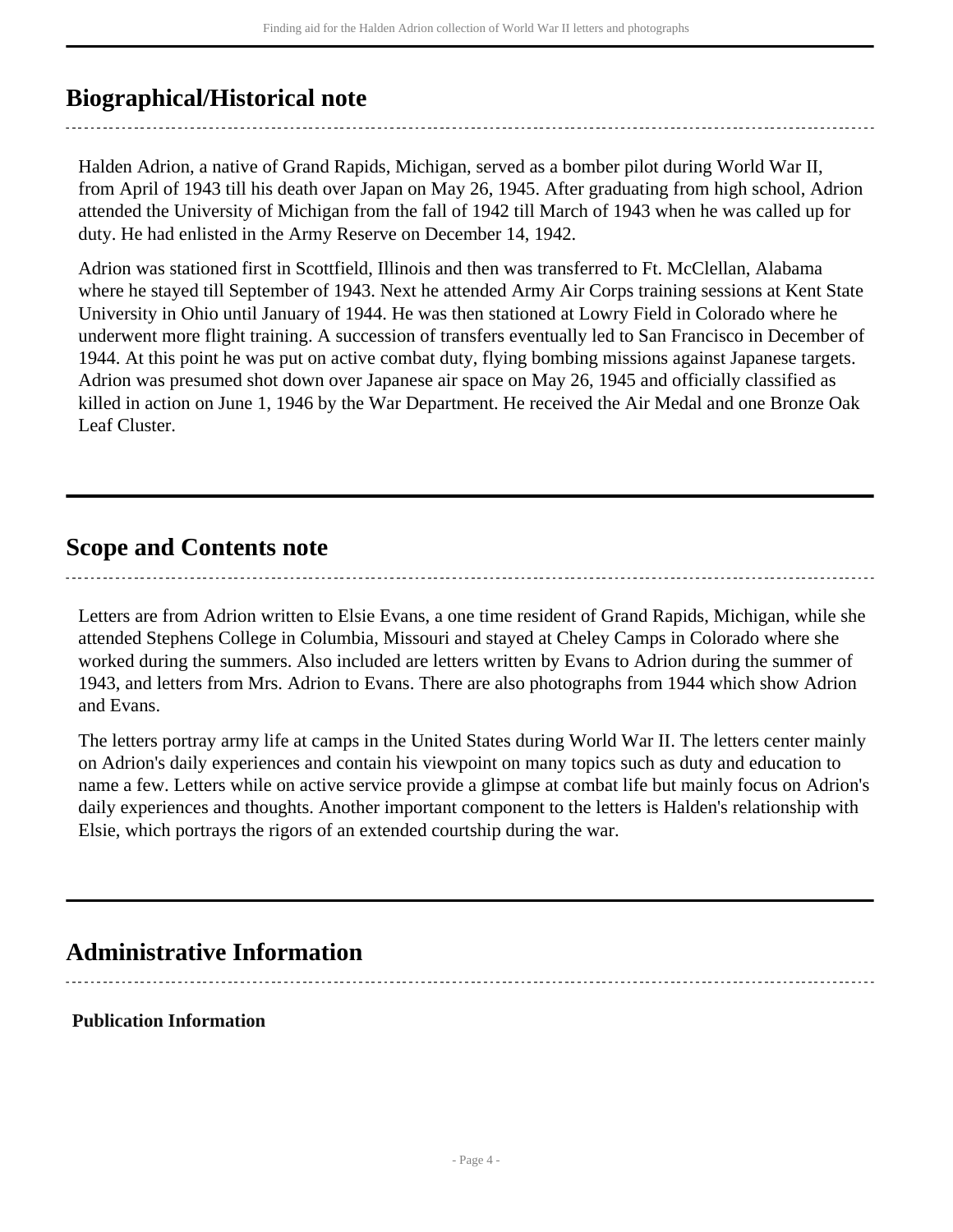## Biographical/Historical note

Halden Adrion, a native of Grand Rapids, Michigan, served as a bomber pilot during World War II, from April of 1943 till his death over Japan on May 26, 1945. After graduating from high school, Adrion attended the University of Michigan from the fall of 1942 till March of 1943 when he was called up for duty. He had enlisted in the Army Reserve on December 14, 1942.

Adrion was stationed first in Scottfield, Illinois and then was transferred to Ft. McClellan, Alabama where he stayed till September of 1943. Next he attended Army Air Corps training sessions at Kent State University in Ohio until January of 1944. He was then stationed at Lowry Field in Colorado where he underwent more flight training. A succession of transfers eventually led to San Francisco in December of 1944. At this point he was put on active combat duty, flying bombing missions against Japanese targets. Adrion was presumed shot down over Japanese air space on May 26, 1945 and officially classified as killed in action on June 1, 1946 by the War Department. He received the Air Medal and one Bronze Oak Leaf Cluster.

## Scope and Contents note

Letters are from Adrion written to Elsie Evans, a one time resident of Grand Rapids, Michigan, while she attended Stephens College in Columbia, Missouri and stayed at Cheley Camps in Colorado where she worked during the summers. Also included are letters written by Evans to Adrion during the summer of 1943, and letters from Mrs. Adrion to Evans. There are also photographs from 1944 which show Adrion and Evans.

The letters portray army life at camps in the United States during World War II. The letters center mainly on Adrion's daily experiences and contain his viewpoint on many topics such as duty and education to name a few. Letters while on active service provide a glimpse at combat life but mainly focus on Adrion's daily experiences and thoughts. Another important component to the letters is Halden's relationship with Elsie, which portrays the rigors of an extended courtship during the war.

## Administrative Information

**Publication Information**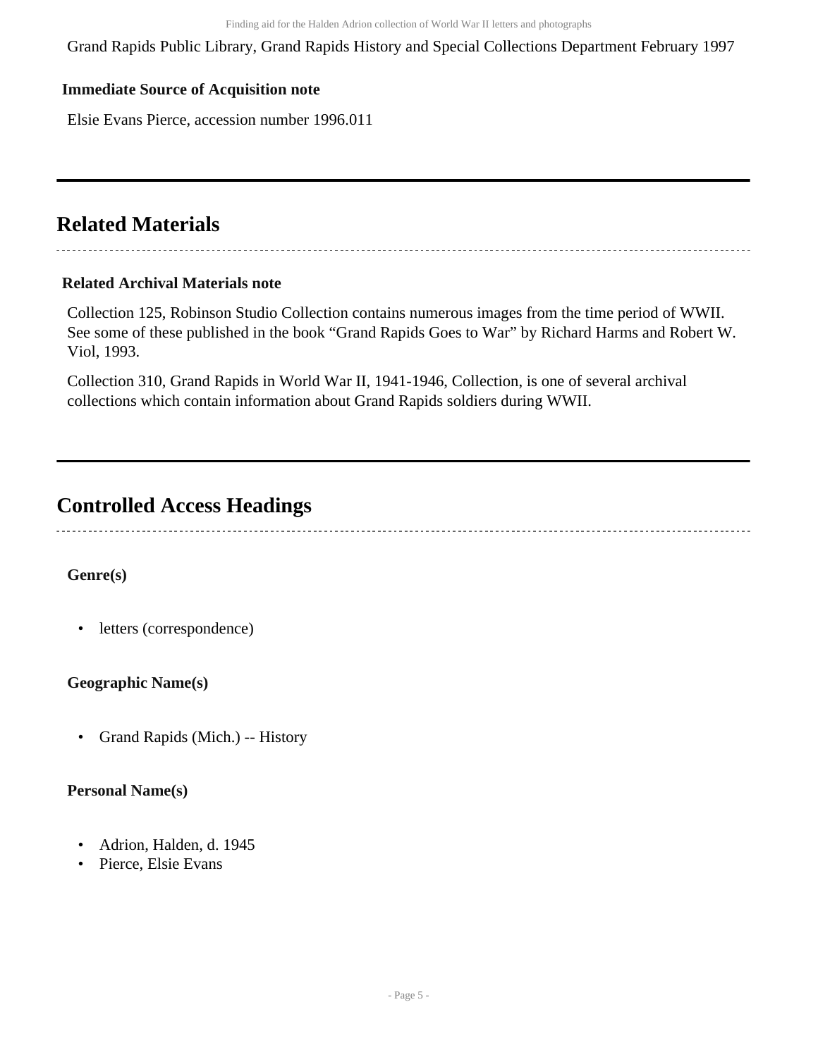Grand Rapids Public Library, Grand Rapids History and Special Collections Department February 1997

**Immediate Source of Acquisition note**

Elsie Evans Pierce, accession number 1996.011

## Related Materials

**Related Archival Materials note**

Collection 125, Robinson Studio Collection contains numerous images from the time period of WWII. See some of these published in the book "Grand Rapids Goes to War" by Richard Harms and Robert W. Viol, 1993.

Collection 310, Grand Rapids in World War II, 1941-1946, Collection, is one of several archival collections which contain information about Grand Rapids soldiers during WWII.

## Controlled Access Headings

**Genre(s)**

- letters (correspondence)

**Geographic Name(s)**

- Grand Rapids (Mich.) -- History

**Personal Name(s)**

- Adrion, Halden, d. 1945
- Pierce, Elsie Evans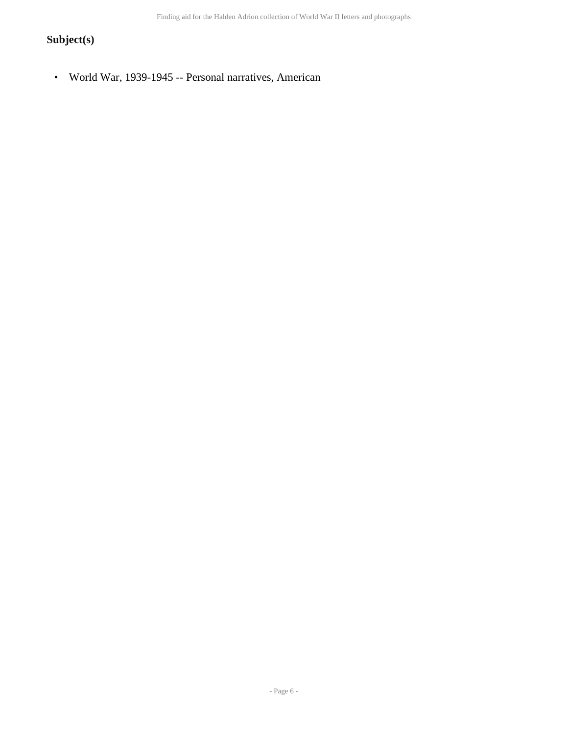## Subject(s)

- World War, 1939-1945 -- Personal narratives, American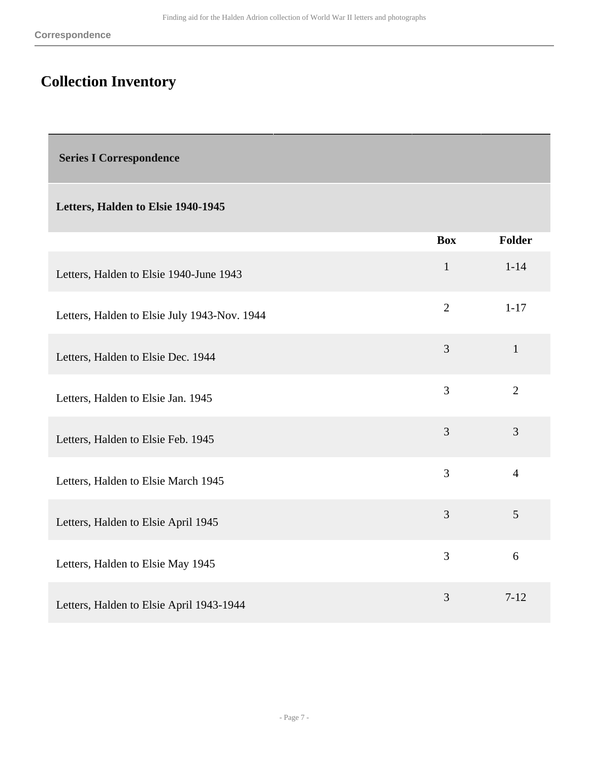## Collection Inventory

| Series I Correspondence | | |
|---|---|---|
| **Letters, Halden to Elsie 1940-1945** | | |
| | **Box** | **Folder** |
| Letters, Halden to Elsie 1940-June 1943 | 1 | 1-14 |
| Letters, Halden to Elsie July 1943-Nov. 1944 | 2 | 1-17 |
| Letters, Halden to Elsie Dec. 1944 | 3 | 1 |
| Letters, Halden to Elsie Jan. 1945 | 3 | 2 |
| Letters, Halden to Elsie Feb. 1945 | 3 | 3 |
| Letters, Halden to Elsie March 1945 | 3 | 4 |
| Letters, Halden to Elsie April 1945 | 3 | 5 |
| Letters, Halden to Elsie May 1945 | 3 | 6 |
| Letters, Halden to Elsie April 1943-1944 | 3 | 7-12 |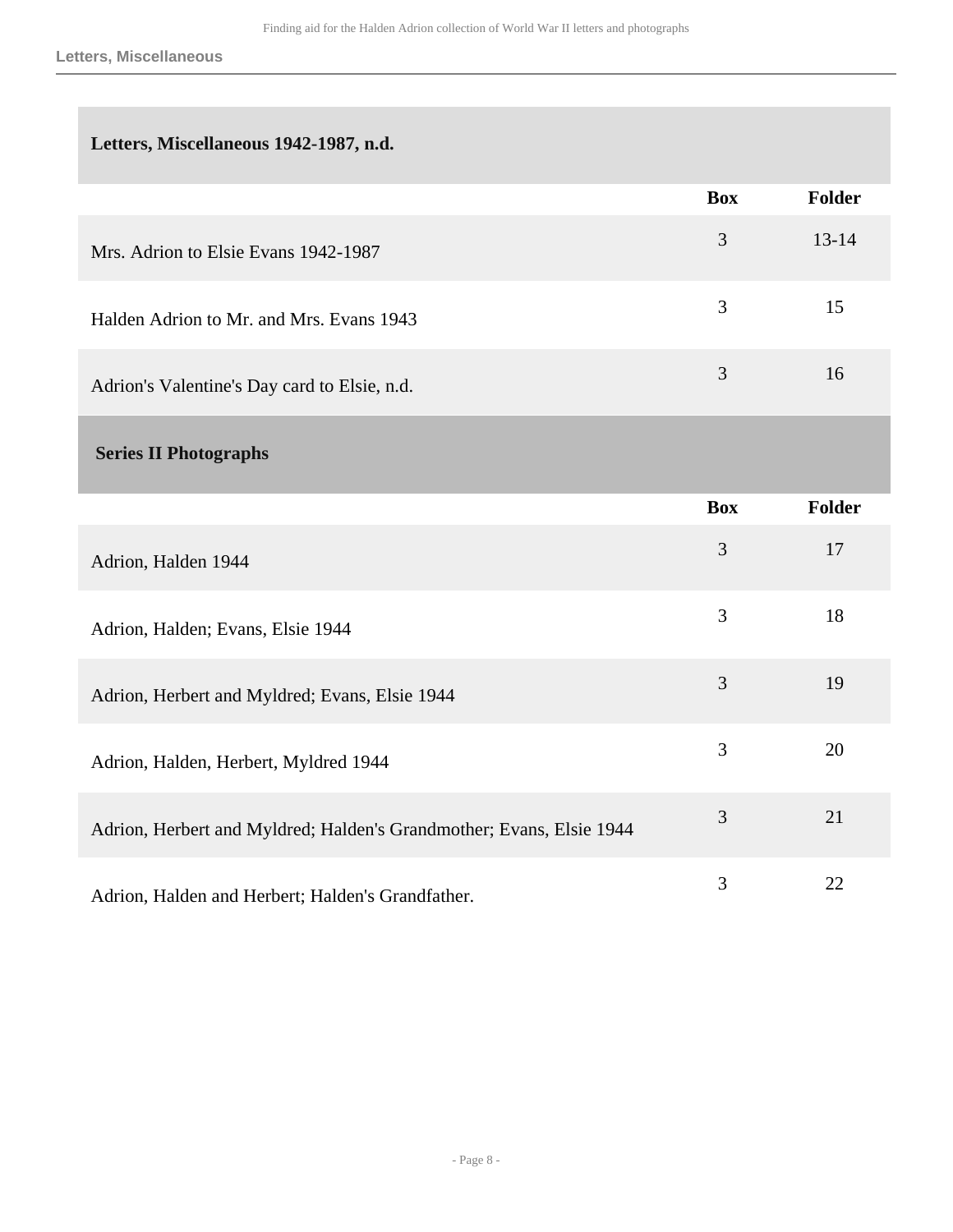### Letters, Miscellaneous 1942-1987, n.d.

| | Box | Folder |
|---|---|---|
| Mrs. Adrion to Elsie Evans 1942-1987 | 3 | 13-14 |
| Halden Adrion to Mr. and Mrs. Evans 1943 | 3 | 15 |
| Adrion's Valentine's Day card to Elsie, n.d. | 3 | 16 |

## Series II Photographs

| | Box | Folder |
|---|---|---|
| Adrion, Halden 1944 | 3 | 17 |
| Adrion, Halden; Evans, Elsie 1944 | 3 | 18 |
| Adrion, Herbert and Myldred; Evans, Elsie 1944 | 3 | 19 |
| Adrion, Halden, Herbert, Myldred 1944 | 3 | 20 |
| Adrion, Herbert and Myldred; Halden's Grandmother; Evans, Elsie 1944 | 3 | 21 |
| Adrion, Halden and Herbert; Halden's Grandfather. | 3 | 22 |